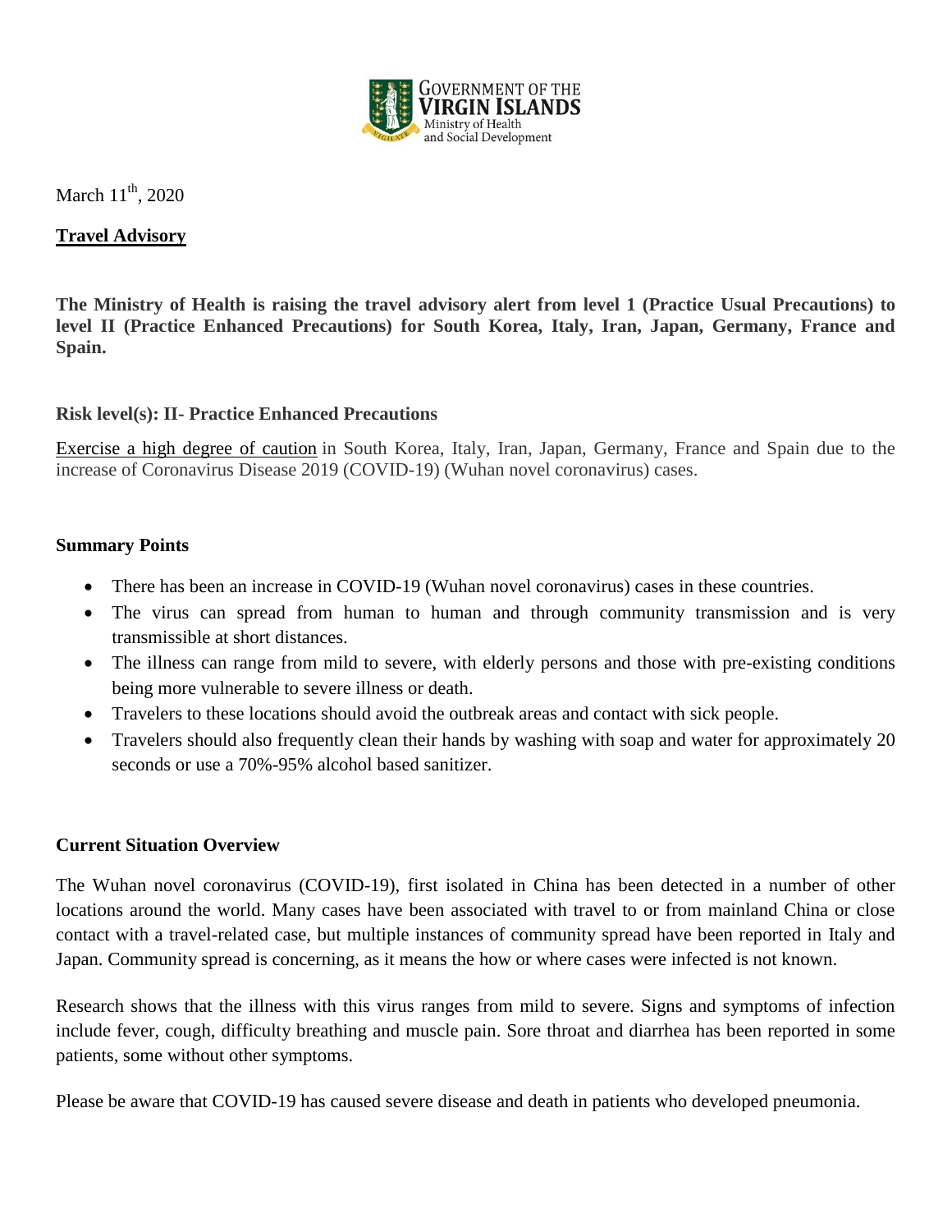GOVERNMENT OF THE
**VIRGIN ISLANDS**
Ministry of Health
and Social Development

March 11th, 2020

**Travel Advisory**

**The Ministry of Health is raising the travel advisory alert from level 1 (Practice Usual Precautions) to level II (Practice Enhanced Precautions) for South Korea, Italy, Iran, Japan, Germany, France and Spain.**

**Risk level(s): II- Practice Enhanced Precautions**

Exercise a high degree of caution in South Korea, Italy, Iran, Japan, Germany, France and Spain due to the increase of Coronavirus Disease 2019 (COVID-19) (Wuhan novel coronavirus) cases.

**Summary Points**

- There has been an increase in COVID-19 (Wuhan novel coronavirus) cases in these countries.
- The virus can spread from human to human and through community transmission and is very transmissible at short distances.
- The illness can range from mild to severe, with elderly persons and those with pre-existing conditions being more vulnerable to severe illness or death.
- Travelers to these locations should avoid the outbreak areas and contact with sick people.
- Travelers should also frequently clean their hands by washing with soap and water for approximately 20 seconds or use a 70%-95% alcohol based sanitizer.

**Current Situation Overview**

The Wuhan novel coronavirus (COVID-19), first isolated in China has been detected in a number of other locations around the world. Many cases have been associated with travel to or from mainland China or close contact with a travel-related case, but multiple instances of community spread have been reported in Italy and Japan. Community spread is concerning, as it means the how or where cases were infected is not known.

Research shows that the illness with this virus ranges from mild to severe. Signs and symptoms of infection include fever, cough, difficulty breathing and muscle pain. Sore throat and diarrhea has been reported in some patients, some without other symptoms.

Please be aware that COVID-19 has caused severe disease and death in patients who developed pneumonia.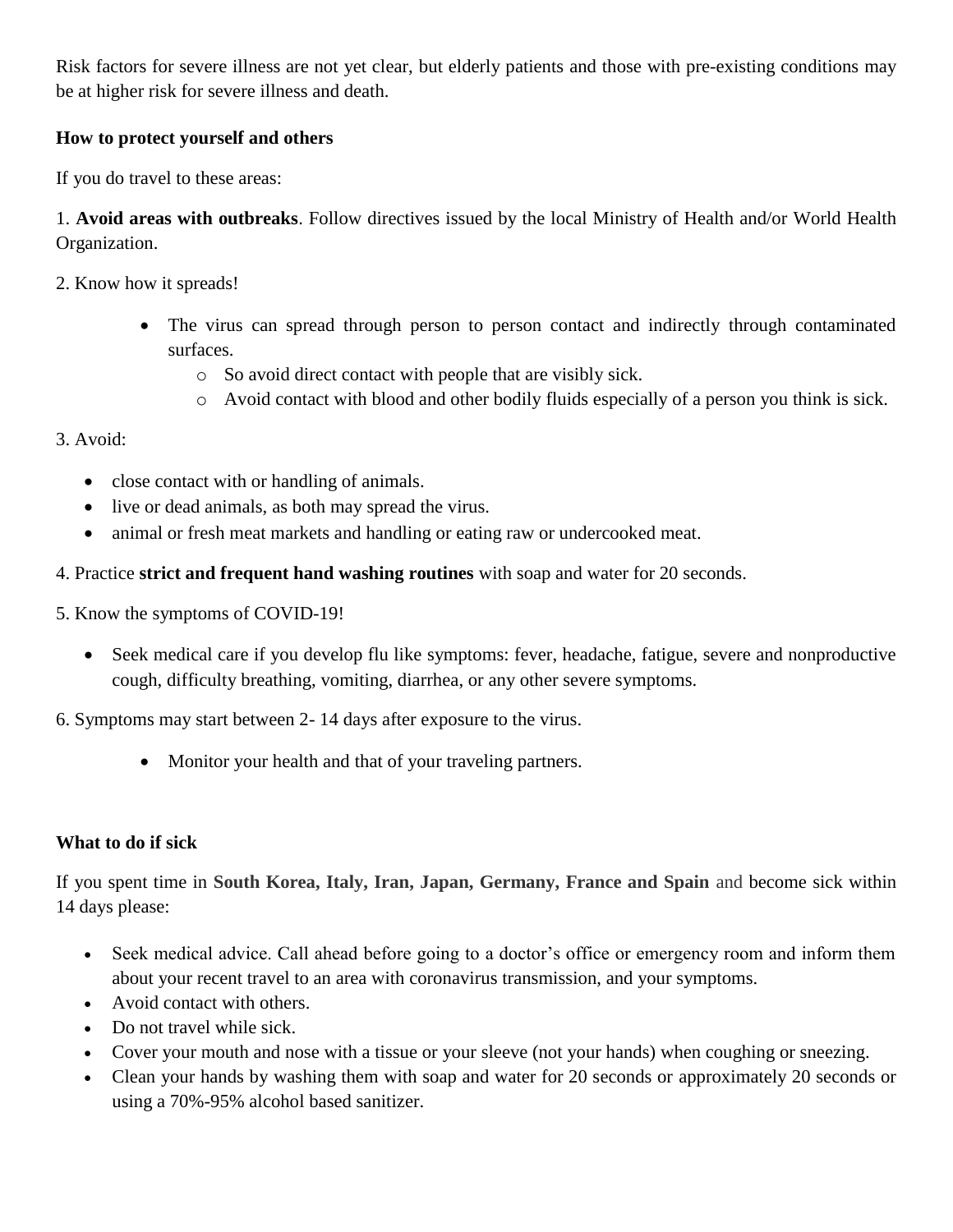Risk factors for severe illness are not yet clear, but elderly patients and those with pre-existing conditions may be at higher risk for severe illness and death.

**How to protect yourself and others**

If you do travel to these areas:

1. **Avoid areas with outbreaks**. Follow directives issued by the local Ministry of Health and/or World Health Organization.

2. Know how it spreads!

    - The virus can spread through person to person contact and indirectly through contaminated surfaces.
        - So avoid direct contact with people that are visibly sick.
        - Avoid contact with blood and other bodily fluids especially of a person you think is sick.

3. Avoid:

    - close contact with or handling of animals.
    - live or dead animals, as both may spread the virus.
    - animal or fresh meat markets and handling or eating raw or undercooked meat.

4. Practice **strict and frequent hand washing routines** with soap and water for 20 seconds.

5. Know the symptoms of COVID-19!

    - Seek medical care if you develop flu like symptoms: fever, headache, fatigue, severe and nonproductive cough, difficulty breathing, vomiting, diarrhea, or any other severe symptoms.

6. Symptoms may start between 2- 14 days after exposure to the virus.

    - Monitor your health and that of your traveling partners.

**What to do if sick**

If you spent time in **South Korea, Italy, Iran, Japan, Germany, France and Spain** and become sick within 14 days please:

- Seek medical advice. Call ahead before going to a doctor's office or emergency room and inform them about your recent travel to an area with coronavirus transmission, and your symptoms.
- Avoid contact with others.
- Do not travel while sick.
- Cover your mouth and nose with a tissue or your sleeve (not your hands) when coughing or sneezing.
- Clean your hands by washing them with soap and water for 20 seconds or approximately 20 seconds or using a 70%-95% alcohol based sanitizer.